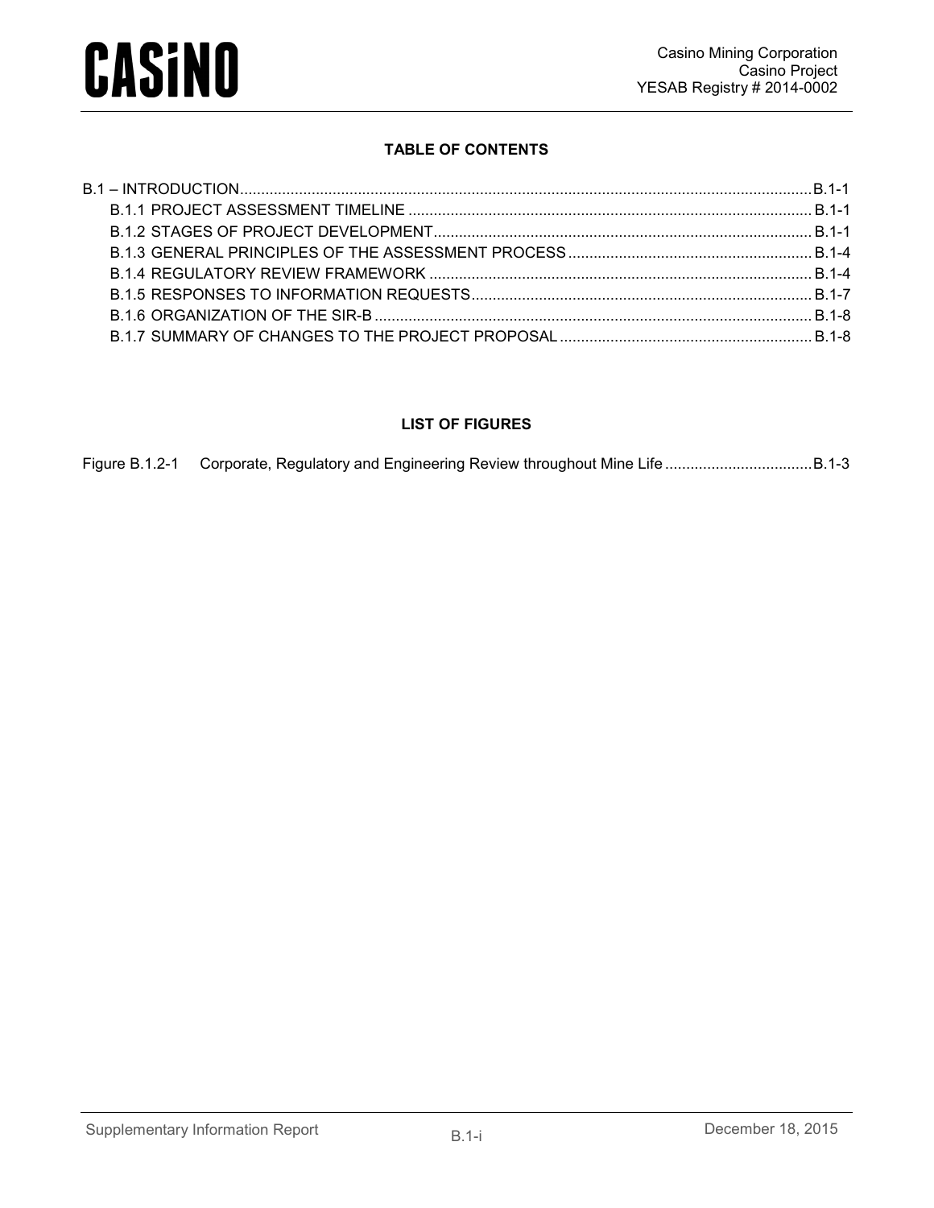## TABLE OF CONTENTS

B.1 – INTRODUCTION ........................................................................................................ B.1-1
  B.1.1 PROJECT ASSESSMENT TIMELINE ............................................................................ B.1-1
  B.1.2 STAGES OF PROJECT DEVELOPMENT ........................................................................ B.1-1
  B.1.3 GENERAL PRINCIPLES OF THE ASSESSMENT PROCESS ................................................ B.1-4
  B.1.4 REGULATORY REVIEW FRAMEWORK ......................................................................... B.1-4
  B.1.5 RESPONSES TO INFORMATION REQUESTS ................................................................. B.1-7
  B.1.6 ORGANIZATION OF THE SIR-B .................................................................................. B.1-8
  B.1.7 SUMMARY OF CHANGES TO THE PROJECT PROPOSAL ................................................ B.1-8

## LIST OF FIGURES

Figure B.1.2-1 Corporate, Regulatory and Engineering Review throughout Mine Life ................................ B.1-3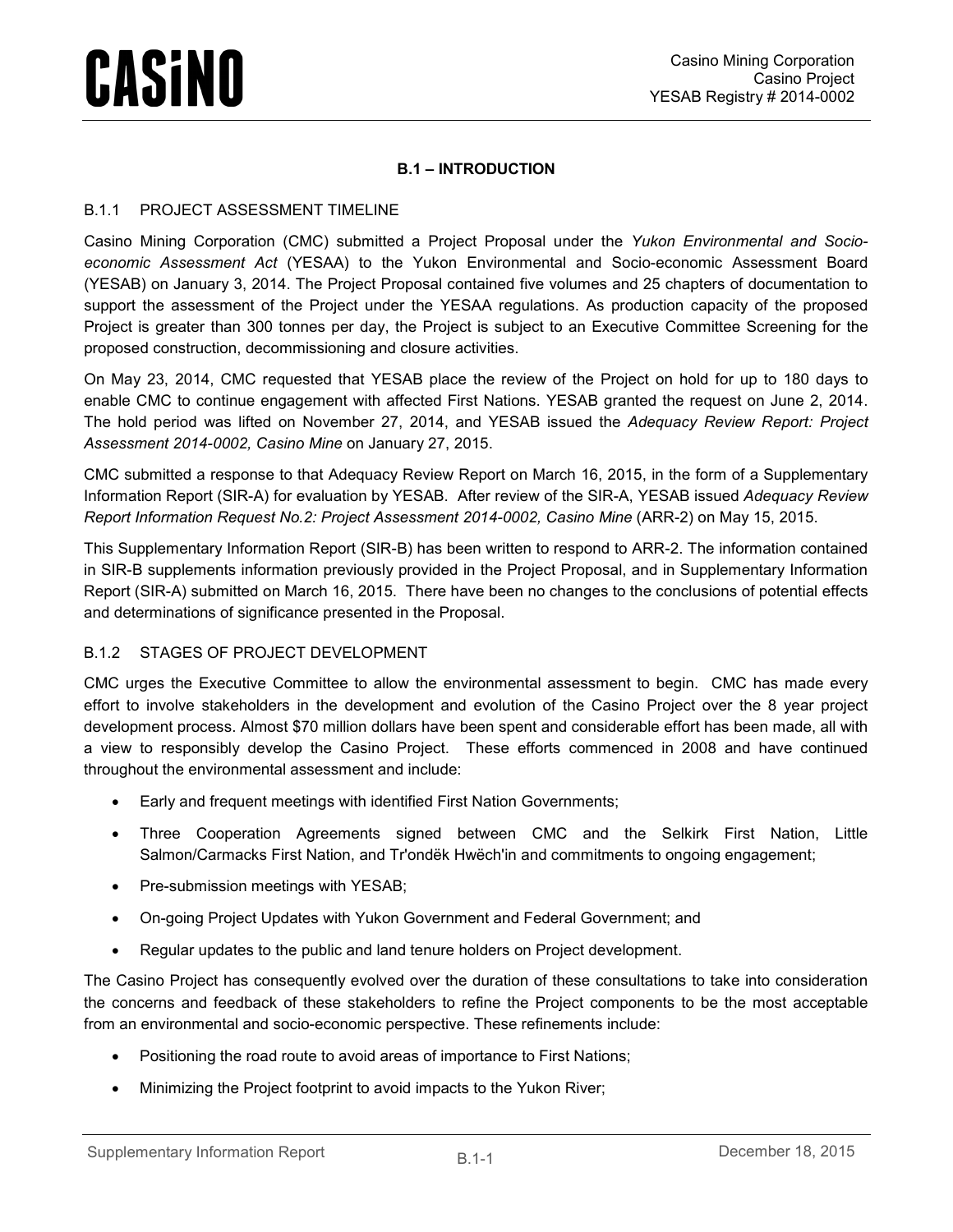## B.1 – INTRODUCTION

### B.1.1 PROJECT ASSESSMENT TIMELINE

Casino Mining Corporation (CMC) submitted a Project Proposal under the *Yukon Environmental and Socio-economic Assessment Act* (YESAA) to the Yukon Environmental and Socio-economic Assessment Board (YESAB) on January 3, 2014. The Project Proposal contained five volumes and 25 chapters of documentation to support the assessment of the Project under the YESAA regulations. As production capacity of the proposed Project is greater than 300 tonnes per day, the Project is subject to an Executive Committee Screening for the proposed construction, decommissioning and closure activities.

On May 23, 2014, CMC requested that YESAB place the review of the Project on hold for up to 180 days to enable CMC to continue engagement with affected First Nations. YESAB granted the request on June 2, 2014. The hold period was lifted on November 27, 2014, and YESAB issued the *Adequacy Review Report: Project Assessment 2014-0002, Casino Mine* on January 27, 2015.

CMC submitted a response to that Adequacy Review Report on March 16, 2015, in the form of a Supplementary Information Report (SIR-A) for evaluation by YESAB. After review of the SIR-A, YESAB issued *Adequacy Review Report Information Request No.2: Project Assessment 2014-0002, Casino Mine* (ARR-2) on May 15, 2015.

This Supplementary Information Report (SIR-B) has been written to respond to ARR-2. The information contained in SIR-B supplements information previously provided in the Project Proposal, and in Supplementary Information Report (SIR-A) submitted on March 16, 2015. There have been no changes to the conclusions of potential effects and determinations of significance presented in the Proposal.

### B.1.2 STAGES OF PROJECT DEVELOPMENT

CMC urges the Executive Committee to allow the environmental assessment to begin. CMC has made every effort to involve stakeholders in the development and evolution of the Casino Project over the 8 year project development process. Almost $70 million dollars have been spent and considerable effort has been made, all with a view to responsibly develop the Casino Project. These efforts commenced in 2008 and have continued throughout the environmental assessment and include:

- Early and frequent meetings with identified First Nation Governments;
- Three Cooperation Agreements signed between CMC and the Selkirk First Nation, Little Salmon/Carmacks First Nation, and Tr'ondëk Hwëch'in and commitments to ongoing engagement;
- Pre-submission meetings with YESAB;
- On-going Project Updates with Yukon Government and Federal Government; and
- Regular updates to the public and land tenure holders on Project development.

The Casino Project has consequently evolved over the duration of these consultations to take into consideration the concerns and feedback of these stakeholders to refine the Project components to be the most acceptable from an environmental and socio-economic perspective. These refinements include:

- Positioning the road route to avoid areas of importance to First Nations;
- Minimizing the Project footprint to avoid impacts to the Yukon River;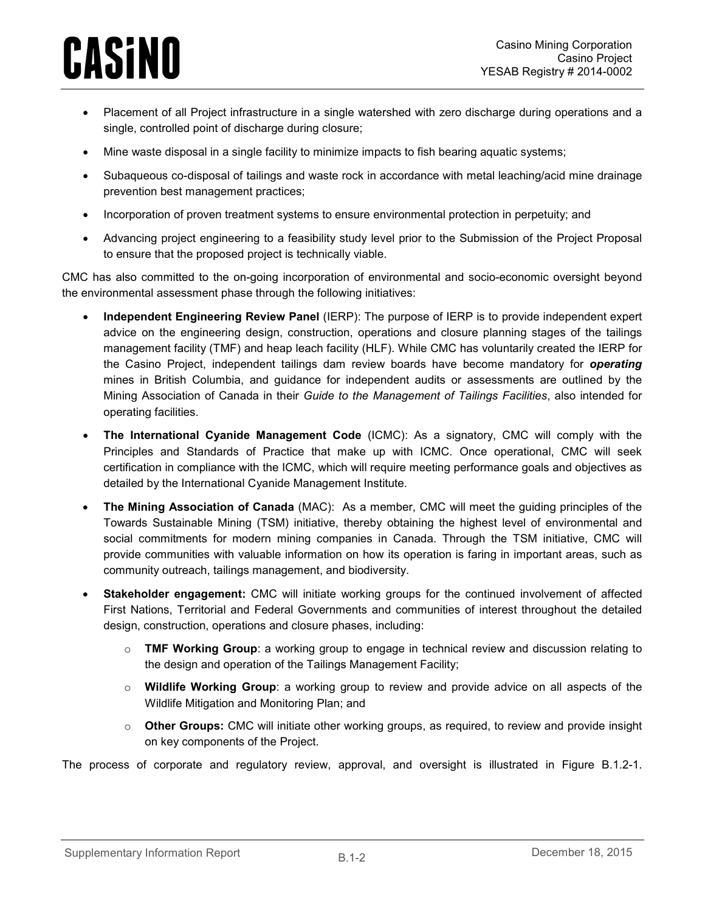- Placement of all Project infrastructure in a single watershed with zero discharge during operations and a single, controlled point of discharge during closure;
- Mine waste disposal in a single facility to minimize impacts to fish bearing aquatic systems;
- Subaqueous co-disposal of tailings and waste rock in accordance with metal leaching/acid mine drainage prevention best management practices;
- Incorporation of proven treatment systems to ensure environmental protection in perpetuity; and
- Advancing project engineering to a feasibility study level prior to the Submission of the Project Proposal to ensure that the proposed project is technically viable.

CMC has also committed to the on-going incorporation of environmental and socio-economic oversight beyond the environmental assessment phase through the following initiatives:

- **Independent Engineering Review Panel** (IERP): The purpose of IERP is to provide independent expert advice on the engineering design, construction, operations and closure planning stages of the tailings management facility (TMF) and heap leach facility (HLF). While CMC has voluntarily created the IERP for the Casino Project, independent tailings dam review boards have become mandatory for ***operating*** mines in British Columbia, and guidance for independent audits or assessments are outlined by the Mining Association of Canada in their *Guide to the Management of Tailings Facilities*, also intended for operating facilities.
- **The International Cyanide Management Code** (ICMC): As a signatory, CMC will comply with the Principles and Standards of Practice that make up with ICMC. Once operational, CMC will seek certification in compliance with the ICMC, which will require meeting performance goals and objectives as detailed by the International Cyanide Management Institute.
- **The Mining Association of Canada** (MAC): As a member, CMC will meet the guiding principles of the Towards Sustainable Mining (TSM) initiative, thereby obtaining the highest level of environmental and social commitments for modern mining companies in Canada. Through the TSM initiative, CMC will provide communities with valuable information on how its operation is faring in important areas, such as community outreach, tailings management, and biodiversity.
- **Stakeholder engagement:** CMC will initiate working groups for the continued involvement of affected First Nations, Territorial and Federal Governments and communities of interest throughout the detailed design, construction, operations and closure phases, including:
  - **TMF Working Group**: a working group to engage in technical review and discussion relating to the design and operation of the Tailings Management Facility;
  - **Wildlife Working Group**: a working group to review and provide advice on all aspects of the Wildlife Mitigation and Monitoring Plan; and
  - **Other Groups:** CMC will initiate other working groups, as required, to review and provide insight on key components of the Project.

The process of corporate and regulatory review, approval, and oversight is illustrated in Figure B.1.2-1.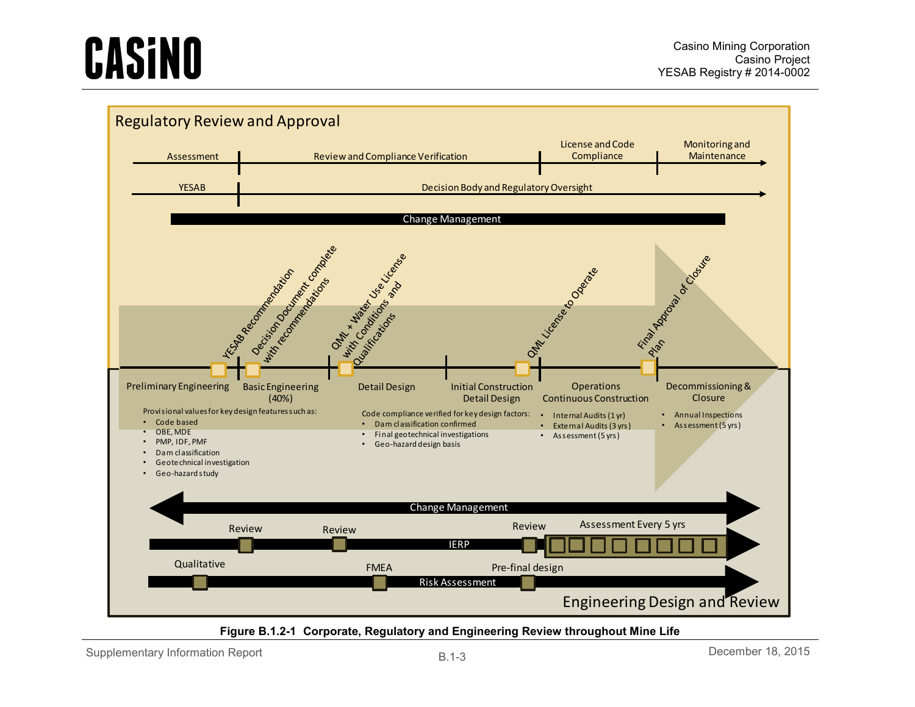## Regulatory Review and Approval

Assessment | Review and Compliance Verification | License and Code Compliance | Monitoring and Maintenance

YESAB | Decision Body and Regulatory Oversight

Change Management

YESAB Recommendation

Decision Document complete with recommendations

QML + Water Use License with Conditions and Qualifications

QML License to Operate

Final Approval of Closure Plan

**Preliminary Engineering**

Provisional values for key design features such as:

- Code based
- OBE, MDE
- PMP, IDF, PMF
- Dam classification
- Geotechnical investigation
- Geo-hazard study

**Basic Engineering (40%)**

**Detail Design**

Code compliance verified for key design factors:

- Dam classification confirmed
- Final geotechnical investigations
- Geo-hazard design basis

**Initial Construction Detail Design**

**Operations Continuous Construction**

- Internal Audits (1 yr)
- External Audits (3 yrs)
- Assessment (5 yrs)

**Decommissioning & Closure**

- Annual Inspections
- Assessment (5 yrs)

Change Management

IERP: Review | Review | Review | Assessment Every 5 yrs

Risk Assessment: Qualitative | FMEA | Pre-final design

## Engineering Design and Review

**Figure B.1.2-1 Corporate, Regulatory and Engineering Review throughout Mine Life**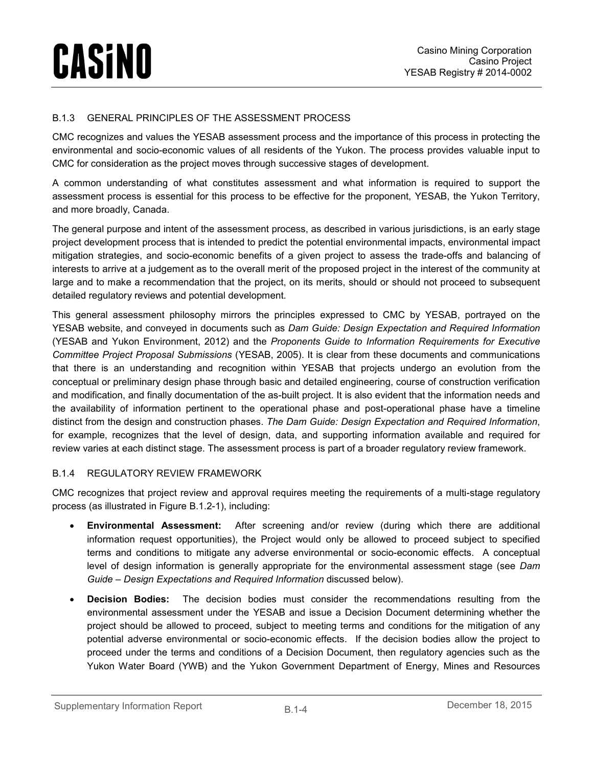### B.1.3 GENERAL PRINCIPLES OF THE ASSESSMENT PROCESS

CMC recognizes and values the YESAB assessment process and the importance of this process in protecting the environmental and socio-economic values of all residents of the Yukon. The process provides valuable input to CMC for consideration as the project moves through successive stages of development.

A common understanding of what constitutes assessment and what information is required to support the assessment process is essential for this process to be effective for the proponent, YESAB, the Yukon Territory, and more broadly, Canada.

The general purpose and intent of the assessment process, as described in various jurisdictions, is an early stage project development process that is intended to predict the potential environmental impacts, environmental impact mitigation strategies, and socio-economic benefits of a given project to assess the trade-offs and balancing of interests to arrive at a judgement as to the overall merit of the proposed project in the interest of the community at large and to make a recommendation that the project, on its merits, should or should not proceed to subsequent detailed regulatory reviews and potential development.

This general assessment philosophy mirrors the principles expressed to CMC by YESAB, portrayed on the YESAB website, and conveyed in documents such as *Dam Guide: Design Expectation and Required Information* (YESAB and Yukon Environment, 2012) and the *Proponents Guide to Information Requirements for Executive Committee Project Proposal Submissions* (YESAB, 2005). It is clear from these documents and communications that there is an understanding and recognition within YESAB that projects undergo an evolution from the conceptual or preliminary design phase through basic and detailed engineering, course of construction verification and modification, and finally documentation of the as-built project. It is also evident that the information needs and the availability of information pertinent to the operational phase and post-operational phase have a timeline distinct from the design and construction phases. *The Dam Guide: Design Expectation and Required Information*, for example, recognizes that the level of design, data, and supporting information available and required for review varies at each distinct stage. The assessment process is part of a broader regulatory review framework.

### B.1.4 REGULATORY REVIEW FRAMEWORK

CMC recognizes that project review and approval requires meeting the requirements of a multi-stage regulatory process (as illustrated in Figure B.1.2-1), including:

- **Environmental Assessment:** After screening and/or review (during which there are additional information request opportunities), the Project would only be allowed to proceed subject to specified terms and conditions to mitigate any adverse environmental or socio-economic effects. A conceptual level of design information is generally appropriate for the environmental assessment stage (see *Dam Guide – Design Expectations and Required Information* discussed below).
- **Decision Bodies:** The decision bodies must consider the recommendations resulting from the environmental assessment under the YESAB and issue a Decision Document determining whether the project should be allowed to proceed, subject to meeting terms and conditions for the mitigation of any potential adverse environmental or socio-economic effects. If the decision bodies allow the project to proceed under the terms and conditions of a Decision Document, then regulatory agencies such as the Yukon Water Board (YWB) and the Yukon Government Department of Energy, Mines and Resources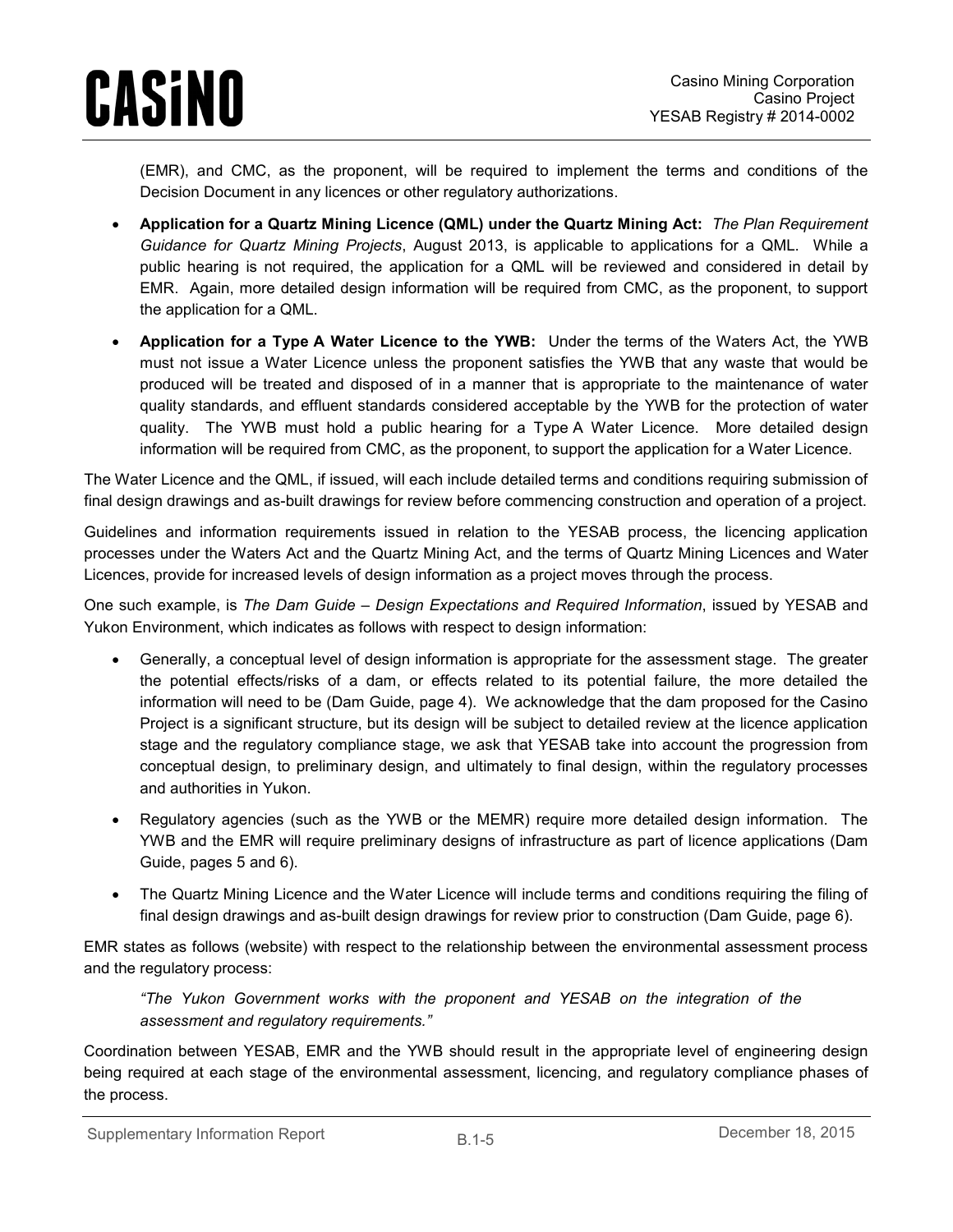(EMR), and CMC, as the proponent, will be required to implement the terms and conditions of the Decision Document in any licences or other regulatory authorizations.

- **Application for a Quartz Mining Licence (QML) under the Quartz Mining Act:** *The Plan Requirement Guidance for Quartz Mining Projects*, August 2013, is applicable to applications for a QML. While a public hearing is not required, the application for a QML will be reviewed and considered in detail by EMR. Again, more detailed design information will be required from CMC, as the proponent, to support the application for a QML.
- **Application for a Type A Water Licence to the YWB:** Under the terms of the Waters Act, the YWB must not issue a Water Licence unless the proponent satisfies the YWB that any waste that would be produced will be treated and disposed of in a manner that is appropriate to the maintenance of water quality standards, and effluent standards considered acceptable by the YWB for the protection of water quality. The YWB must hold a public hearing for a Type A Water Licence. More detailed design information will be required from CMC, as the proponent, to support the application for a Water Licence.

The Water Licence and the QML, if issued, will each include detailed terms and conditions requiring submission of final design drawings and as-built drawings for review before commencing construction and operation of a project.

Guidelines and information requirements issued in relation to the YESAB process, the licencing application processes under the Waters Act and the Quartz Mining Act, and the terms of Quartz Mining Licences and Water Licences, provide for increased levels of design information as a project moves through the process.

One such example, is *The Dam Guide – Design Expectations and Required Information*, issued by YESAB and Yukon Environment, which indicates as follows with respect to design information:

- Generally, a conceptual level of design information is appropriate for the assessment stage. The greater the potential effects/risks of a dam, or effects related to its potential failure, the more detailed the information will need to be (Dam Guide, page 4). We acknowledge that the dam proposed for the Casino Project is a significant structure, but its design will be subject to detailed review at the licence application stage and the regulatory compliance stage, we ask that YESAB take into account the progression from conceptual design, to preliminary design, and ultimately to final design, within the regulatory processes and authorities in Yukon.
- Regulatory agencies (such as the YWB or the MEMR) require more detailed design information. The YWB and the EMR will require preliminary designs of infrastructure as part of licence applications (Dam Guide, pages 5 and 6).
- The Quartz Mining Licence and the Water Licence will include terms and conditions requiring the filing of final design drawings and as-built design drawings for review prior to construction (Dam Guide, page 6).

EMR states as follows (website) with respect to the relationship between the environmental assessment process and the regulatory process:

> *"The Yukon Government works with the proponent and YESAB on the integration of the assessment and regulatory requirements."*

Coordination between YESAB, EMR and the YWB should result in the appropriate level of engineering design being required at each stage of the environmental assessment, licencing, and regulatory compliance phases of the process.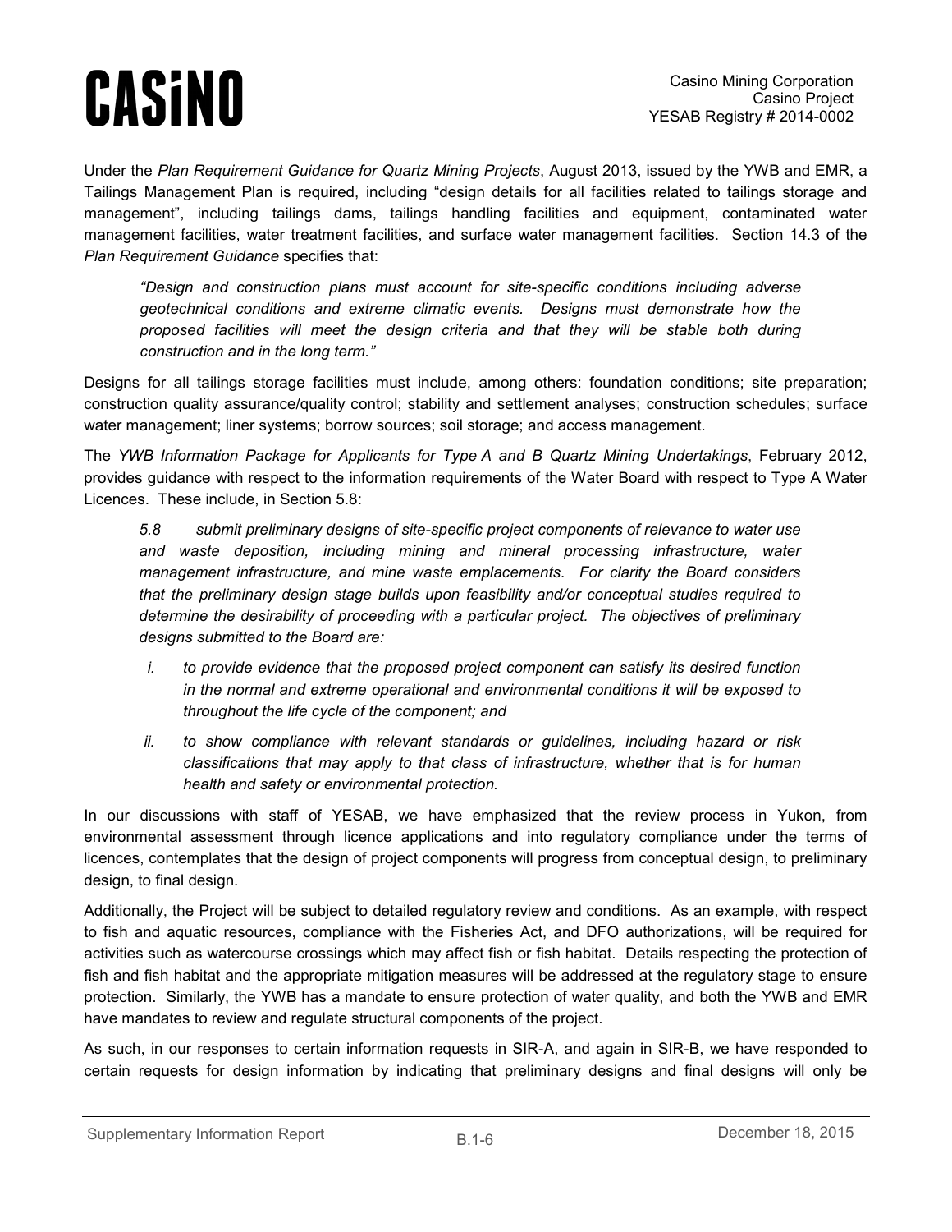Under the *Plan Requirement Guidance for Quartz Mining Projects*, August 2013, issued by the YWB and EMR, a Tailings Management Plan is required, including "design details for all facilities related to tailings storage and management", including tailings dams, tailings handling facilities and equipment, contaminated water management facilities, water treatment facilities, and surface water management facilities. Section 14.3 of the *Plan Requirement Guidance* specifies that:

> *"Design and construction plans must account for site-specific conditions including adverse geotechnical conditions and extreme climatic events. Designs must demonstrate how the proposed facilities will meet the design criteria and that they will be stable both during construction and in the long term."*

Designs for all tailings storage facilities must include, among others: foundation conditions; site preparation; construction quality assurance/quality control; stability and settlement analyses; construction schedules; surface water management; liner systems; borrow sources; soil storage; and access management.

The *YWB Information Package for Applicants for Type A and B Quartz Mining Undertakings*, February 2012, provides guidance with respect to the information requirements of the Water Board with respect to Type A Water Licences. These include, in Section 5.8:

> *5.8 submit preliminary designs of site-specific project components of relevance to water use and waste deposition, including mining and mineral processing infrastructure, water management infrastructure, and mine waste emplacements. For clarity the Board considers that the preliminary design stage builds upon feasibility and/or conceptual studies required to determine the desirability of proceeding with a particular project. The objectives of preliminary designs submitted to the Board are:*
>
> *i. to provide evidence that the proposed project component can satisfy its desired function in the normal and extreme operational and environmental conditions it will be exposed to throughout the life cycle of the component; and*
>
> *ii. to show compliance with relevant standards or guidelines, including hazard or risk classifications that may apply to that class of infrastructure, whether that is for human health and safety or environmental protection.*

In our discussions with staff of YESAB, we have emphasized that the review process in Yukon, from environmental assessment through licence applications and into regulatory compliance under the terms of licences, contemplates that the design of project components will progress from conceptual design, to preliminary design, to final design.

Additionally, the Project will be subject to detailed regulatory review and conditions. As an example, with respect to fish and aquatic resources, compliance with the Fisheries Act, and DFO authorizations, will be required for activities such as watercourse crossings which may affect fish or fish habitat. Details respecting the protection of fish and fish habitat and the appropriate mitigation measures will be addressed at the regulatory stage to ensure protection. Similarly, the YWB has a mandate to ensure protection of water quality, and both the YWB and EMR have mandates to review and regulate structural components of the project.

As such, in our responses to certain information requests in SIR-A, and again in SIR-B, we have responded to certain requests for design information by indicating that preliminary designs and final designs will only be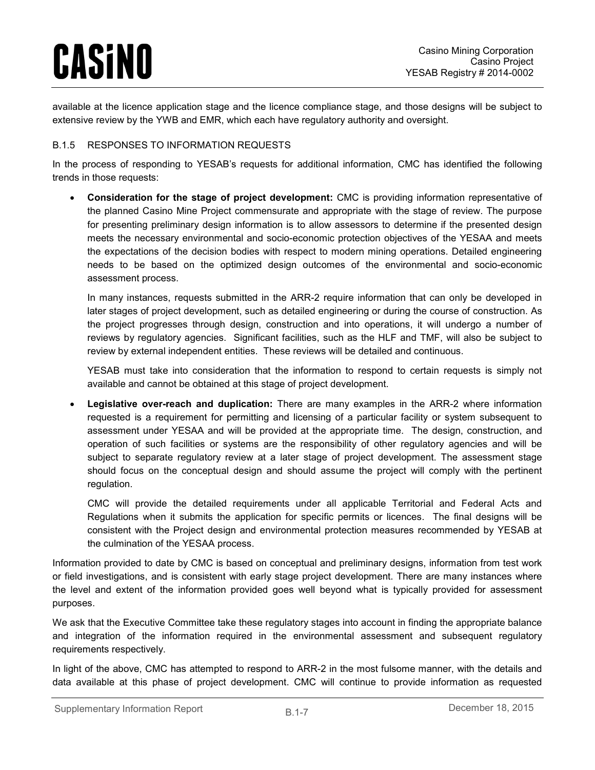available at the licence application stage and the licence compliance stage, and those designs will be subject to extensive review by the YWB and EMR, which each have regulatory authority and oversight.

### B.1.5 RESPONSES TO INFORMATION REQUESTS

In the process of responding to YESAB's requests for additional information, CMC has identified the following trends in those requests:

- **Consideration for the stage of project development:** CMC is providing information representative of the planned Casino Mine Project commensurate and appropriate with the stage of review. The purpose for presenting preliminary design information is to allow assessors to determine if the presented design meets the necessary environmental and socio-economic protection objectives of the YESAA and meets the expectations of the decision bodies with respect to modern mining operations. Detailed engineering needs to be based on the optimized design outcomes of the environmental and socio-economic assessment process.

  In many instances, requests submitted in the ARR-2 require information that can only be developed in later stages of project development, such as detailed engineering or during the course of construction. As the project progresses through design, construction and into operations, it will undergo a number of reviews by regulatory agencies. Significant facilities, such as the HLF and TMF, will also be subject to review by external independent entities. These reviews will be detailed and continuous.

  YESAB must take into consideration that the information to respond to certain requests is simply not available and cannot be obtained at this stage of project development.

- **Legislative over-reach and duplication:** There are many examples in the ARR-2 where information requested is a requirement for permitting and licensing of a particular facility or system subsequent to assessment under YESAA and will be provided at the appropriate time. The design, construction, and operation of such facilities or systems are the responsibility of other regulatory agencies and will be subject to separate regulatory review at a later stage of project development. The assessment stage should focus on the conceptual design and should assume the project will comply with the pertinent regulation.

  CMC will provide the detailed requirements under all applicable Territorial and Federal Acts and Regulations when it submits the application for specific permits or licences. The final designs will be consistent with the Project design and environmental protection measures recommended by YESAB at the culmination of the YESAA process.

Information provided to date by CMC is based on conceptual and preliminary designs, information from test work or field investigations, and is consistent with early stage project development. There are many instances where the level and extent of the information provided goes well beyond what is typically provided for assessment purposes.

We ask that the Executive Committee take these regulatory stages into account in finding the appropriate balance and integration of the information required in the environmental assessment and subsequent regulatory requirements respectively.

In light of the above, CMC has attempted to respond to ARR-2 in the most fulsome manner, with the details and data available at this phase of project development. CMC will continue to provide information as requested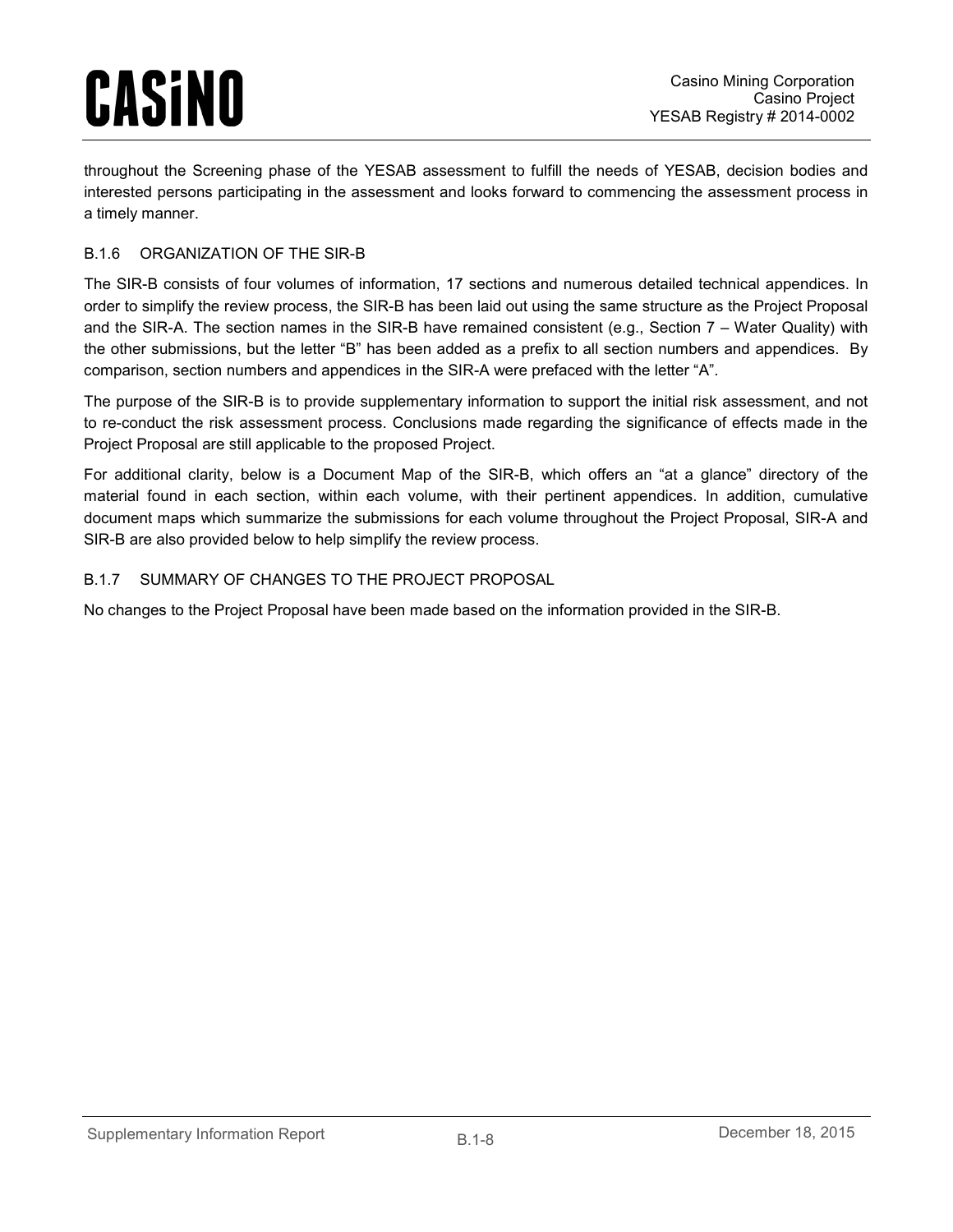throughout the Screening phase of the YESAB assessment to fulfill the needs of YESAB, decision bodies and interested persons participating in the assessment and looks forward to commencing the assessment process in a timely manner.

### B.1.6 ORGANIZATION OF THE SIR-B

The SIR-B consists of four volumes of information, 17 sections and numerous detailed technical appendices. In order to simplify the review process, the SIR-B has been laid out using the same structure as the Project Proposal and the SIR-A. The section names in the SIR-B have remained consistent (e.g., Section 7 – Water Quality) with the other submissions, but the letter "B" has been added as a prefix to all section numbers and appendices. By comparison, section numbers and appendices in the SIR-A were prefaced with the letter "A".

The purpose of the SIR-B is to provide supplementary information to support the initial risk assessment, and not to re-conduct the risk assessment process. Conclusions made regarding the significance of effects made in the Project Proposal are still applicable to the proposed Project.

For additional clarity, below is a Document Map of the SIR-B, which offers an "at a glance" directory of the material found in each section, within each volume, with their pertinent appendices. In addition, cumulative document maps which summarize the submissions for each volume throughout the Project Proposal, SIR-A and SIR-B are also provided below to help simplify the review process.

### B.1.7 SUMMARY OF CHANGES TO THE PROJECT PROPOSAL

No changes to the Project Proposal have been made based on the information provided in the SIR-B.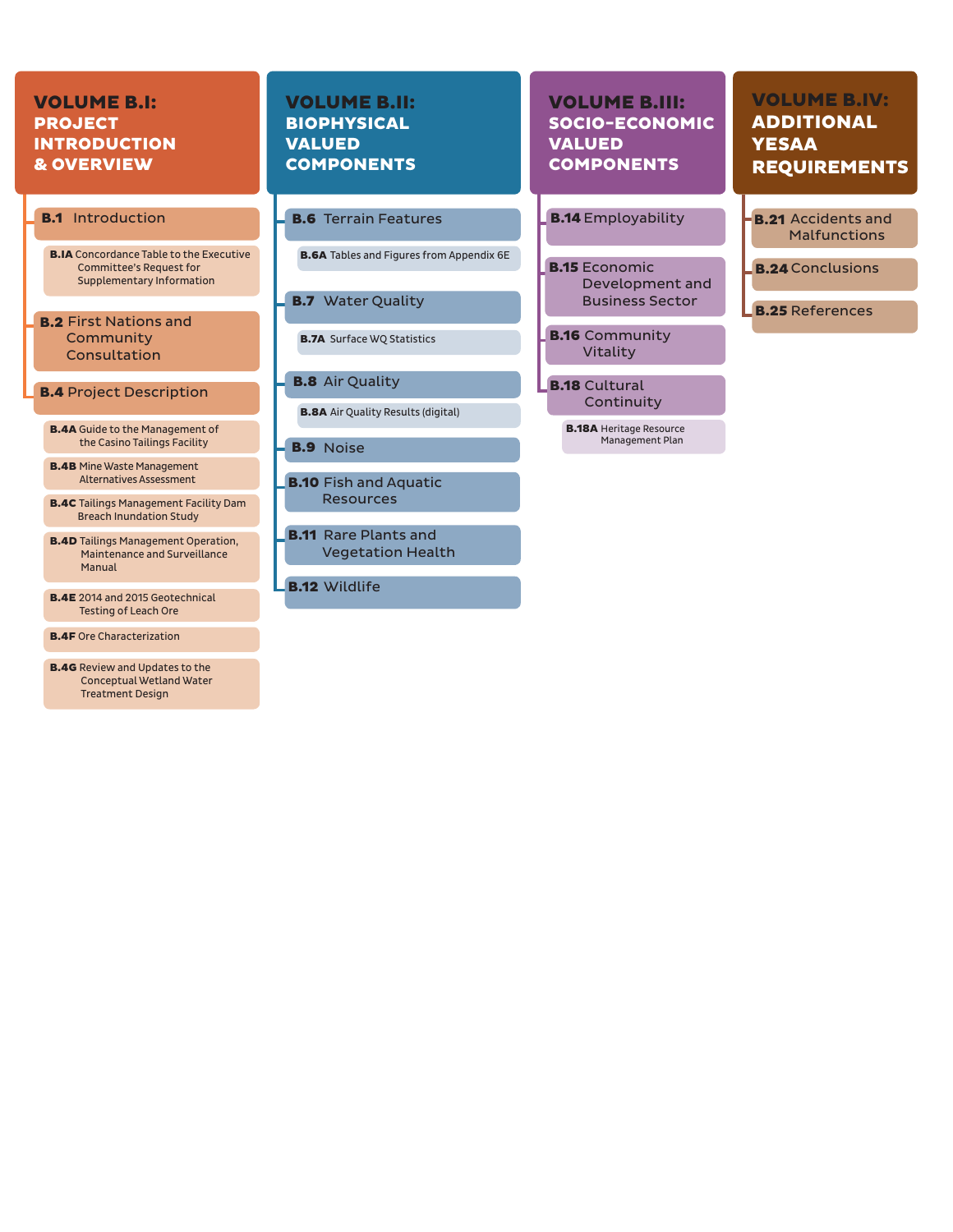## VOLUME B.I: PROJECT INTRODUCTION & OVERVIEW

- **B.1** Introduction
  - **B.1A** Concordance Table to the Executive Committee's Request for Supplementary Information
- **B.2** First Nations and Community Consultation
- **B.4** Project Description
  - **B.4A** Guide to the Management of the Casino Tailings Facility
  - **B.4B** Mine Waste Management Alternatives Assessment
  - **B.4C** Tailings Management Facility Dam Breach Inundation Study
  - **B.4D** Tailings Management Operation, Maintenance and Surveillance Manual
  - **B.4E** 2014 and 2015 Geotechnical Testing of Leach Ore
  - **B.4F** Ore Characterization
  - **B.4G** Review and Updates to the Conceptual Wetland Water Treatment Design

## VOLUME B.II: BIOPHYSICAL VALUED COMPONENTS

- **B.6** Terrain Features
  - **B.6A** Tables and Figures from Appendix 6E
- **B.7** Water Quality
  - **B.7A** Surface WQ Statistics
- **B.8** Air Quality
  - **B.8A** Air Quality Results (digital)
- **B.9** Noise
- **B.10** Fish and Aquatic Resources
- **B.11** Rare Plants and Vegetation Health
- **B.12** Wildlife

## VOLUME B.III: SOCIO-ECONOMIC VALUED COMPONENTS

- **B.14** Employability
- **B.15** Economic Development and Business Sector
- **B.16** Community Vitality
- **B.18** Cultural Continuity
  - **B.18A** Heritage Resource Management Plan

## VOLUME B.IV: ADDITIONAL YESAA REQUIREMENTS

- **B.21** Accidents and Malfunctions
- **B.24** Conclusions
- **B.25** References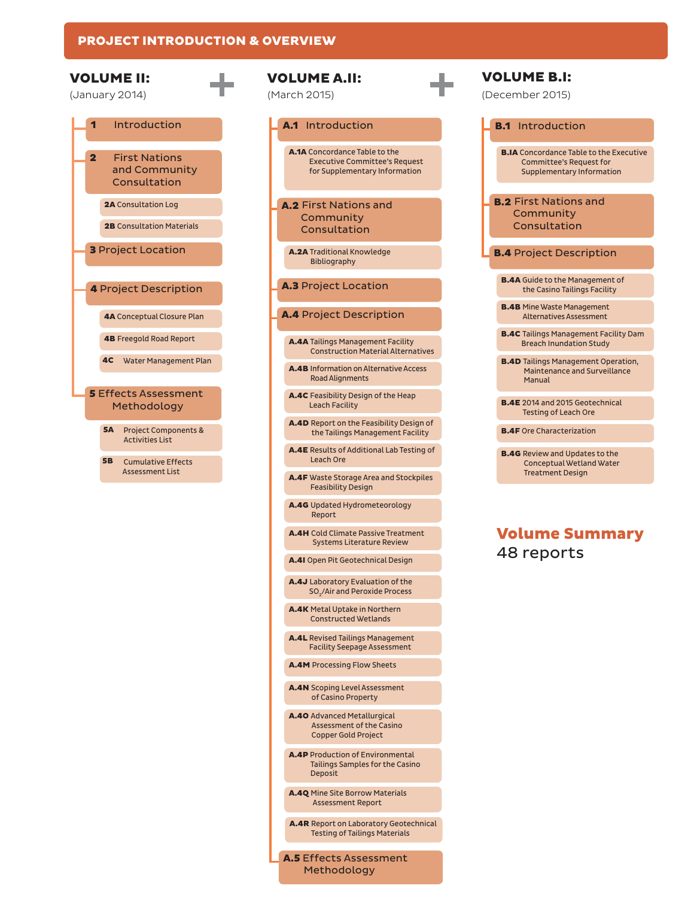# PROJECT INTRODUCTION & OVERVIEW

## VOLUME II:
(January 2014)

- **1** Introduction
- **2** First Nations and Community Consultation
  - **2A** Consultation Log
  - **2B** Consultation Materials
- **3** Project Location
- **4** Project Description
  - **4A** Conceptual Closure Plan
  - **4B** Freegold Road Report
  - **4C** Water Management Plan
- **5** Effects Assessment Methodology
  - **5A** Project Components & Activities List
  - **5B** Cumulative Effects Assessment List

+

## VOLUME A.II:
(March 2015)

- **A.1** Introduction
  - **A.1A** Concordance Table to the Executive Committee's Request for Supplementary Information
- **A.2** First Nations and Community Consultation
  - **A.2A** Traditional Knowledge Bibliography
- **A.3** Project Location
- **A.4** Project Description
  - **A.4A** Tailings Management Facility Construction Material Alternatives
  - **A.4B** Information on Alternative Access Road Alignments
  - **A.4C** Feasibility Design of the Heap Leach Facility
  - **A.4D** Report on the Feasibility Design of the Tailings Management Facility
  - **A.4E** Results of Additional Lab Testing of Leach Ore
  - **A.4F** Waste Storage Area and Stockpiles Feasibility Design
  - **A.4G** Updated Hydrometeorology Report
  - **A.4H** Cold Climate Passive Treatment Systems Literature Review
  - **A.4I** Open Pit Geotechnical Design
  - **A.4J** Laboratory Evaluation of the $SO_2$/Air and Peroxide Process
  - **A.4K** Metal Uptake in Northern Constructed Wetlands
  - **A.4L** Revised Tailings Management Facility Seepage Assessment
  - **A.4M** Processing Flow Sheets
  - **A.4N** Scoping Level Assessment of Casino Property
  - **A.4O** Advanced Metallurgical Assessment of the Casino Copper Gold Project
  - **A.4P** Production of Environmental Tailings Samples for the Casino Deposit
  - **A.4Q** Mine Site Borrow Materials Assessment Report
  - **A.4R** Report on Laboratory Geotechnical Testing of Tailings Materials
- **A.5** Effects Assessment Methodology

+

## VOLUME B.I:
(December 2015)

- **B.1** Introduction
  - **B.IA** Concordance Table to the Executive Committee's Request for Supplementary Information
- **B.2** First Nations and Community Consultation
- **B.4** Project Description
  - **B.4A** Guide to the Management of the Casino Tailings Facility
  - **B.4B** Mine Waste Management Alternatives Assessment
  - **B.4C** Tailings Management Facility Dam Breach Inundation Study
  - **B.4D** Tailings Management Operation, Maintenance and Surveillance Manual
  - **B.4E** 2014 and 2015 Geotechnical Testing of Leach Ore
  - **B.4F** Ore Characterization
  - **B.4G** Review and Updates to the Conceptual Wetland Water Treatment Design

**Volume Summary**
48 reports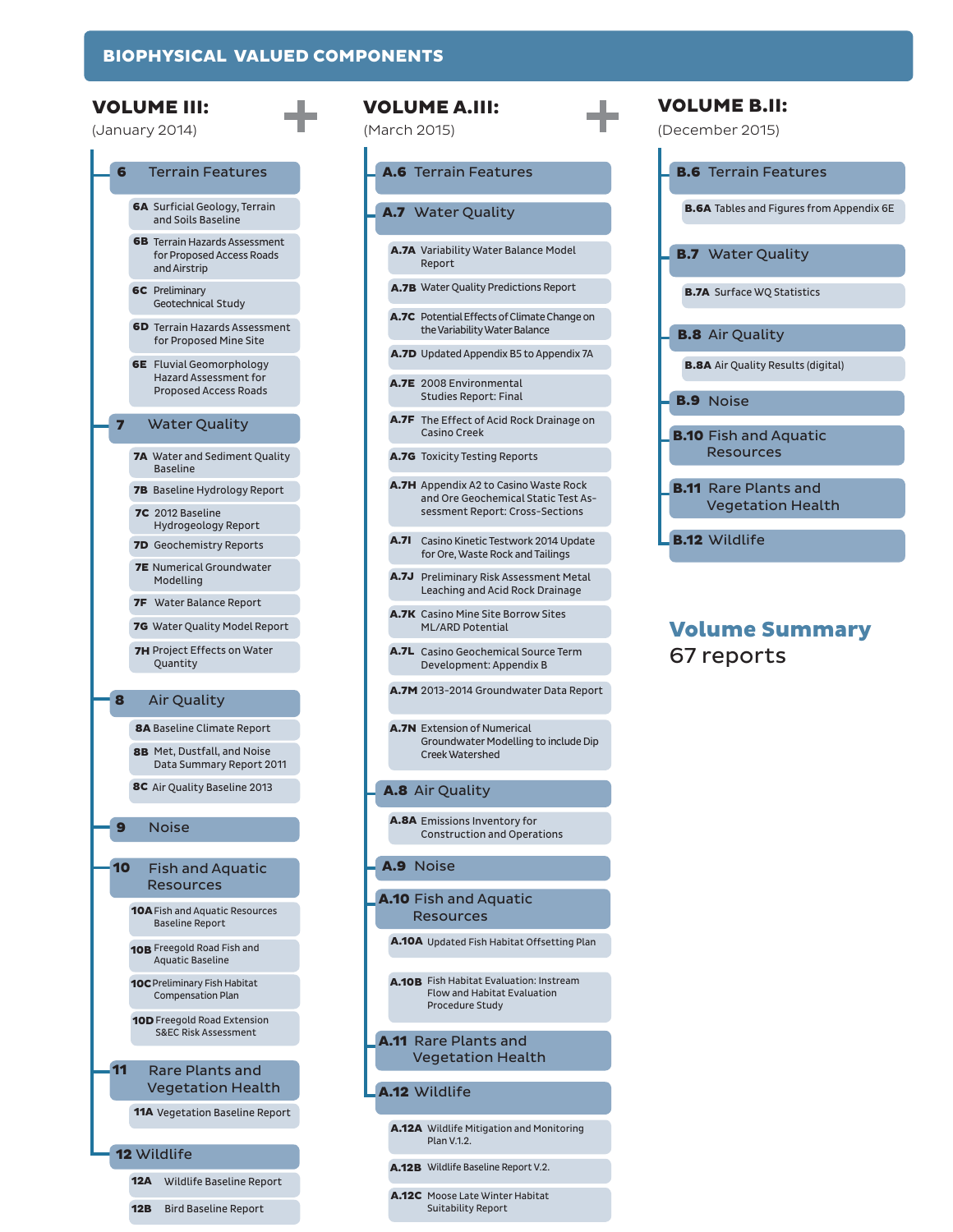# BIOPHYSICAL VALUED COMPONENTS

## VOLUME III:
(January 2014)

- **6** Terrain Features
  - **6A** Surficial Geology, Terrain and Soils Baseline
  - **6B** Terrain Hazards Assessment for Proposed Access Roads and Airstrip
  - **6C** Preliminary Geotechnical Study
  - **6D** Terrain Hazards Assessment for Proposed Mine Site
  - **6E** Fluvial Geomorphology Hazard Assessment for Proposed Access Roads
- **7** Water Quality
  - **7A** Water and Sediment Quality Baseline
  - **7B** Baseline Hydrology Report
  - **7C** 2012 Baseline Hydrogeology Report
  - **7D** Geochemistry Reports
  - **7E** Numerical Groundwater Modelling
  - **7F** Water Balance Report
  - **7G** Water Quality Model Report
  - **7H** Project Effects on Water Quantity
- **8** Air Quality
  - **8A** Baseline Climate Report
  - **8B** Met, Dustfall, and Noise Data Summary Report 2011
  - **8C** Air Quality Baseline 2013
- **9** Noise
- **10** Fish and Aquatic Resources
  - **10A** Fish and Aquatic Resources Baseline Report
  - **10B** Freegold Road Fish and Aquatic Baseline
  - **10C** Preliminary Fish Habitat Compensation Plan
  - **10D** Freegold Road Extension S&EC Risk Assessment
- **11** Rare Plants and Vegetation Health
  - **11A** Vegetation Baseline Report
- **12** Wildlife
  - **12A** Wildlife Baseline Report
  - **12B** Bird Baseline Report

+

## VOLUME A.III:
(March 2015)

- **A.6** Terrain Features
- **A.7** Water Quality
  - **A.7A** Variability Water Balance Model Report
  - **A.7B** Water Quality Predictions Report
  - **A.7C** Potential Effects of Climate Change on the Variability Water Balance
  - **A.7D** Updated Appendix B5 to Appendix 7A
  - **A.7E** 2008 Environmental Studies Report: Final
  - **A.7F** The Effect of Acid Rock Drainage on Casino Creek
  - **A.7G** Toxicity Testing Reports
  - **A.7H** Appendix A2 to Casino Waste Rock and Ore Geochemical Static Test Assessment Report: Cross-Sections
  - **A.7I** Casino Kinetic Testwork 2014 Update for Ore, Waste Rock and Tailings
  - **A.7J** Preliminary Risk Assessment Metal Leaching and Acid Rock Drainage
  - **A.7K** Casino Mine Site Borrow Sites ML/ARD Potential
  - **A.7L** Casino Geochemical Source Term Development: Appendix B
  - **A.7M** 2013-2014 Groundwater Data Report
  - **A.7N** Extension of Numerical Groundwater Modelling to include Dip Creek Watershed
- **A.8** Air Quality
  - **A.8A** Emissions Inventory for Construction and Operations
- **A.9** Noise
- **A.10** Fish and Aquatic Resources
  - **A.10A** Updated Fish Habitat Offsetting Plan
  - **A.10B** Fish Habitat Evaluation: Instream Flow and Habitat Evaluation Procedure Study
- **A.11** Rare Plants and Vegetation Health
- **A.12** Wildlife
  - **A.12A** Wildlife Mitigation and Monitoring Plan V.1.2.
  - **A.12B** Wildlife Baseline Report V.2.
  - **A.12C** Moose Late Winter Habitat Suitability Report

+

## VOLUME B.II:
(December 2015)

- **B.6** Terrain Features
  - **B.6A** Tables and Figures from Appendix 6E
- **B.7** Water Quality
  - **B.7A** Surface WQ Statistics
- **B.8** Air Quality
  - **B.8A** Air Quality Results (digital)
- **B.9** Noise
- **B.10** Fish and Aquatic Resources
- **B.11** Rare Plants and Vegetation Health
- **B.12** Wildlife

**Volume Summary**
67 reports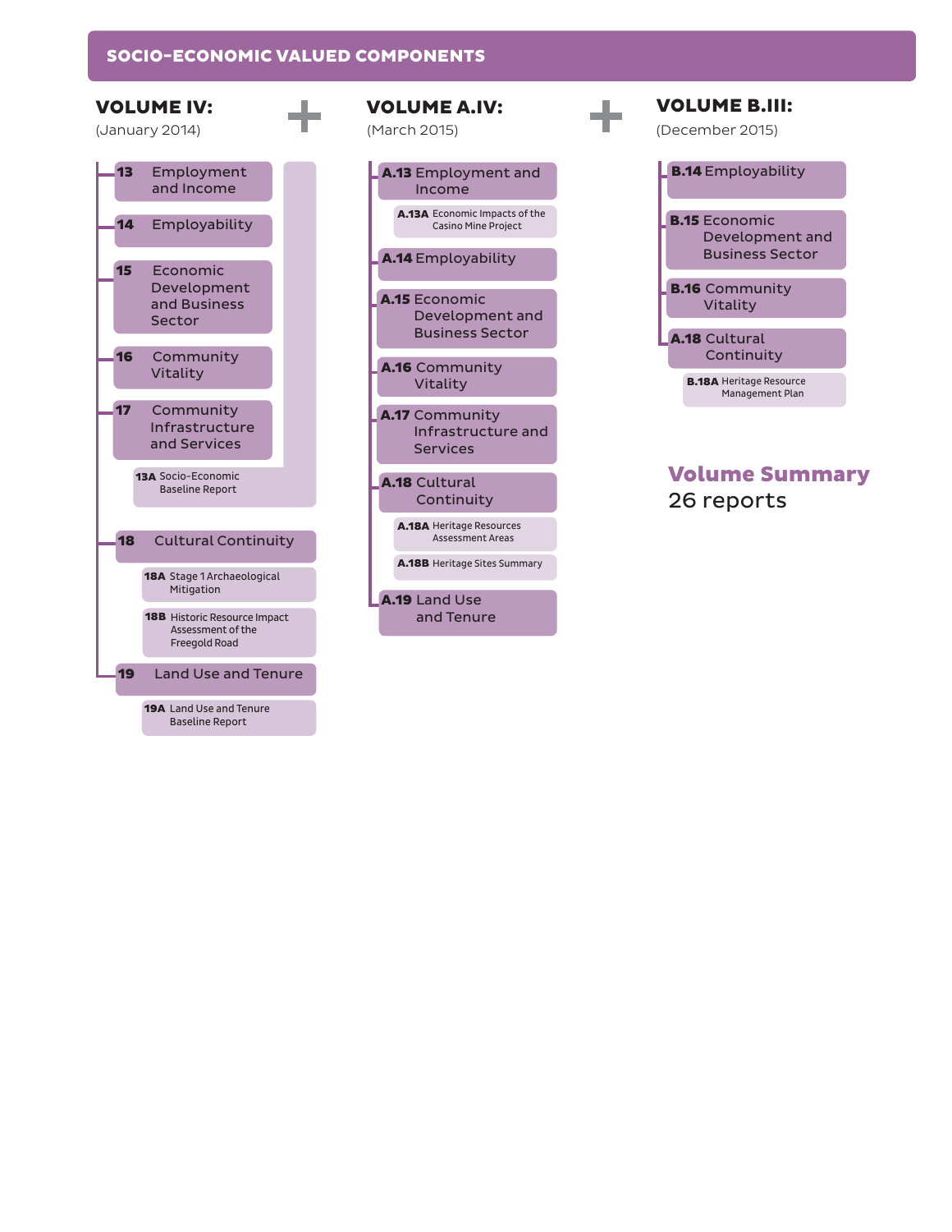## SOCIO-ECONOMIC VALUED COMPONENTS

### VOLUME IV:
(January 2014)

- **13** Employment and Income
- **14** Employability
- **15** Economic Development and Business Sector
- **16** Community Vitality
- **17** Community Infrastructure and Services
  - **13A** Socio-Economic Baseline Report
- **18** Cultural Continuity
  - **18A** Stage 1 Archaeological Mitigation
  - **18B** Historic Resource Impact Assessment of the Freegold Road
- **19** Land Use and Tenure
  - **19A** Land Use and Tenure Baseline Report

+

### VOLUME A.IV:
(March 2015)

- **A.13** Employment and Income
  - **A.13A** Economic Impacts of the Casino Mine Project
- **A.14** Employability
- **A.15** Economic Development and Business Sector
- **A.16** Community Vitality
- **A.17** Community Infrastructure and Services
- **A.18** Cultural Continuity
  - **A.18A** Heritage Resources Assessment Areas
  - **A.18B** Heritage Sites Summary
- **A.19** Land Use and Tenure

+

### VOLUME B.III:
(December 2015)

- **B.14** Employability
- **B.15** Economic Development and Business Sector
- **B.16** Community Vitality
- **A.18** Cultural Continuity
  - **B.18A** Heritage Resource Management Plan

**Volume Summary**
26 reports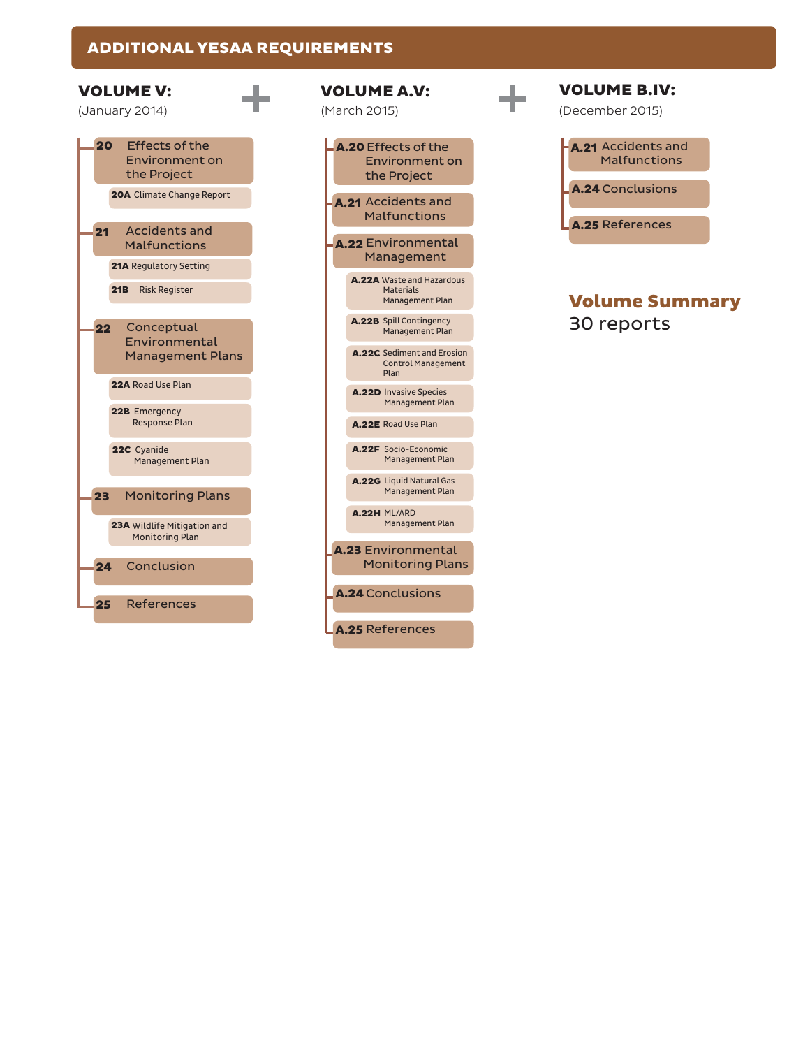# ADDITIONAL YESAA REQUIREMENTS

## VOLUME V:
(January 2014)

- **20** Effects of the Environment on the Project
  - **20A** Climate Change Report
- **21** Accidents and Malfunctions
  - **21A** Regulatory Setting
  - **21B** Risk Register
- **22** Conceptual Environmental Management Plans
  - **22A** Road Use Plan
  - **22B** Emergency Response Plan
  - **22C** Cyanide Management Plan
- **23** Monitoring Plans
  - **23A** Wildlife Mitigation and Monitoring Plan
- **24** Conclusion
- **25** References

+

## VOLUME A.V:
(March 2015)

- **A.20** Effects of the Environment on the Project
- **A.21** Accidents and Malfunctions
- **A.22** Environmental Management
  - **A.22A** Waste and Hazardous Materials Management Plan
  - **A.22B** Spill Contingency Management Plan
  - **A.22C** Sediment and Erosion Control Management Plan
  - **A.22D** Invasive Species Management Plan
  - **A.22E** Road Use Plan
  - **A.22F** Socio-Economic Management Plan
  - **A.22G** Liquid Natural Gas Management Plan
  - **A.22H** ML/ARD Management Plan
- **A.23** Environmental Monitoring Plans
- **A.24** Conclusions
- **A.25** References

+

## VOLUME B.IV:
(December 2015)

- **A.21** Accidents and Malfunctions
- **A.24** Conclusions
- **A.25** References

**Volume Summary**
30 reports